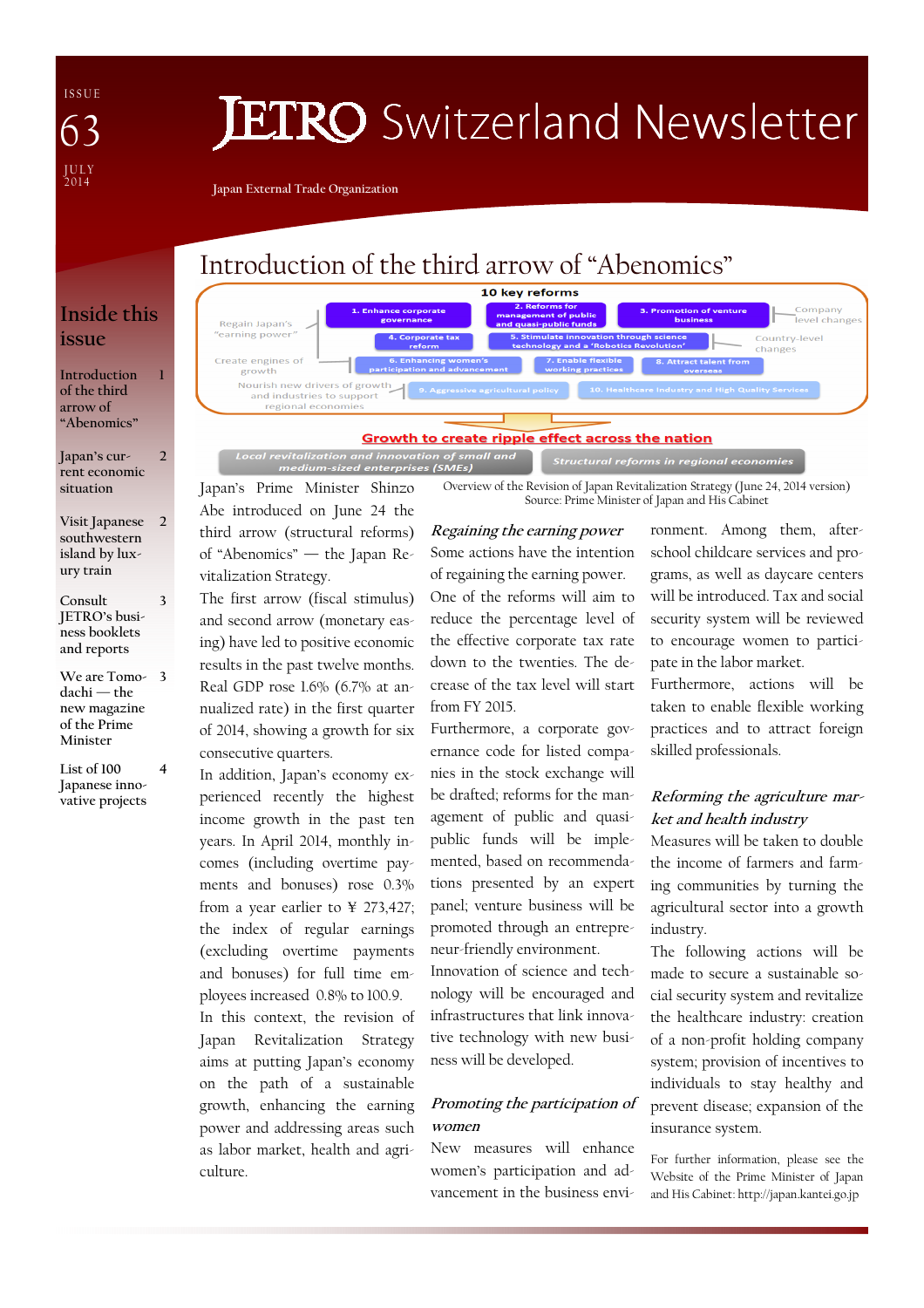# JETRO Switzerland Newsletter

ISSUE 63
JULY 2014

Japan External Trade Organization

## Inside this issue

- Introduction of the third arrow of "Abenomics" — 1
- Japan's current economic situation — 2
- Visit Japanese southwestern island by luxury train — 2
- Consult JETRO's business booklets and reports — 3
- We are Tomodachi — the new magazine of the Prime Minister — 3
- List of 100 Japanese innovative projects — 4

## Introduction of the third arrow of "Abenomics"

**10 key reforms**

| | | | | |
|---|---|---|---|---|
| Regain Japan's "earning power" | 1. Enhance corporate governance | 2. Reforms for management of public and quasi-public funds | 3. Promotion of venture business | Company level changes |
| | 4. Corporate tax reform | 5. Stimulate innovation through science technology and a 'Robotics Revolution' | | Country-level changes |
| Create engines of growth | 6. Enhancing women's participation and advancement | 7. Enable flexible working practices | 8. Attract talent from overseas | |
| Nourish new drivers of growth and industries to support regional economies | 9. Aggressive agricultural policy | 10. Healthcare Industry and High Quality Services | | |

**Growth to create ripple effect across the nation**

Local revitalization and innovation of small and medium-sized enterprises (SMEs) | Structural reforms in regional economies

Overview of the Revision of Japan Revitalization Strategy (June 24, 2014 version)
Source: Prime Minister of Japan and His Cabinet

Japan's Prime Minister Shinzo Abe introduced on June 24 the third arrow (structural reforms) of "Abenomics" — the Japan Revitalization Strategy.

The first arrow (fiscal stimulus) and second arrow (monetary easing) have led to positive economic results in the past twelve months. Real GDP rose 1.6% (6.7% at annualized rate) in the first quarter of 2014, showing a growth for six consecutive quarters.

In addition, Japan's economy experienced recently the highest income growth in the past ten years. In April 2014, monthly incomes (including overtime payments and bonuses) rose 0.3% from a year earlier to ¥ 273,427; the index of regular earnings (excluding overtime payments and bonuses) for full time employees increased 0.8% to 100.9.

In this context, the revision of Japan Revitalization Strategy aims at putting Japan's economy on the path of a sustainable growth, enhancing the earning power and addressing areas such as labor market, health and agriculture.

### *Regaining the earning power*

Some actions have the intention of regaining the earning power. One of the reforms will aim to reduce the percentage level of the effective corporate tax rate down to the twenties. The decrease of the tax level will start from FY 2015.

Furthermore, a corporate governance code for listed companies in the stock exchange will be drafted; reforms for the management of public and quasi-public funds will be implemented, based on recommendations presented by an expert panel; venture business will be promoted through an entrepreneur-friendly environment.

Innovation of science and technology will be encouraged and infrastructures that link innovative technology with new business will be developed.

### *Promoting the participation of women*

New measures will enhance women's participation and advancement in the business environment. Among them, after-school childcare services and programs, as well as daycare centers will be introduced. Tax and social security system will be reviewed to encourage women to participate in the labor market.

Furthermore, actions will be taken to enable flexible working practices and to attract foreign skilled professionals.

### *Reforming the agriculture market and health industry*

Measures will be taken to double the income of farmers and farming communities by turning the agricultural sector into a growth industry.

The following actions will be made to secure a sustainable social security system and revitalize the healthcare industry: creation of a non-profit holding company system; provision of incentives to individuals to stay healthy and prevent disease; expansion of the insurance system.

For further information, please see the Website of the Prime Minister of Japan and His Cabinet: http://japan.kantei.go.jp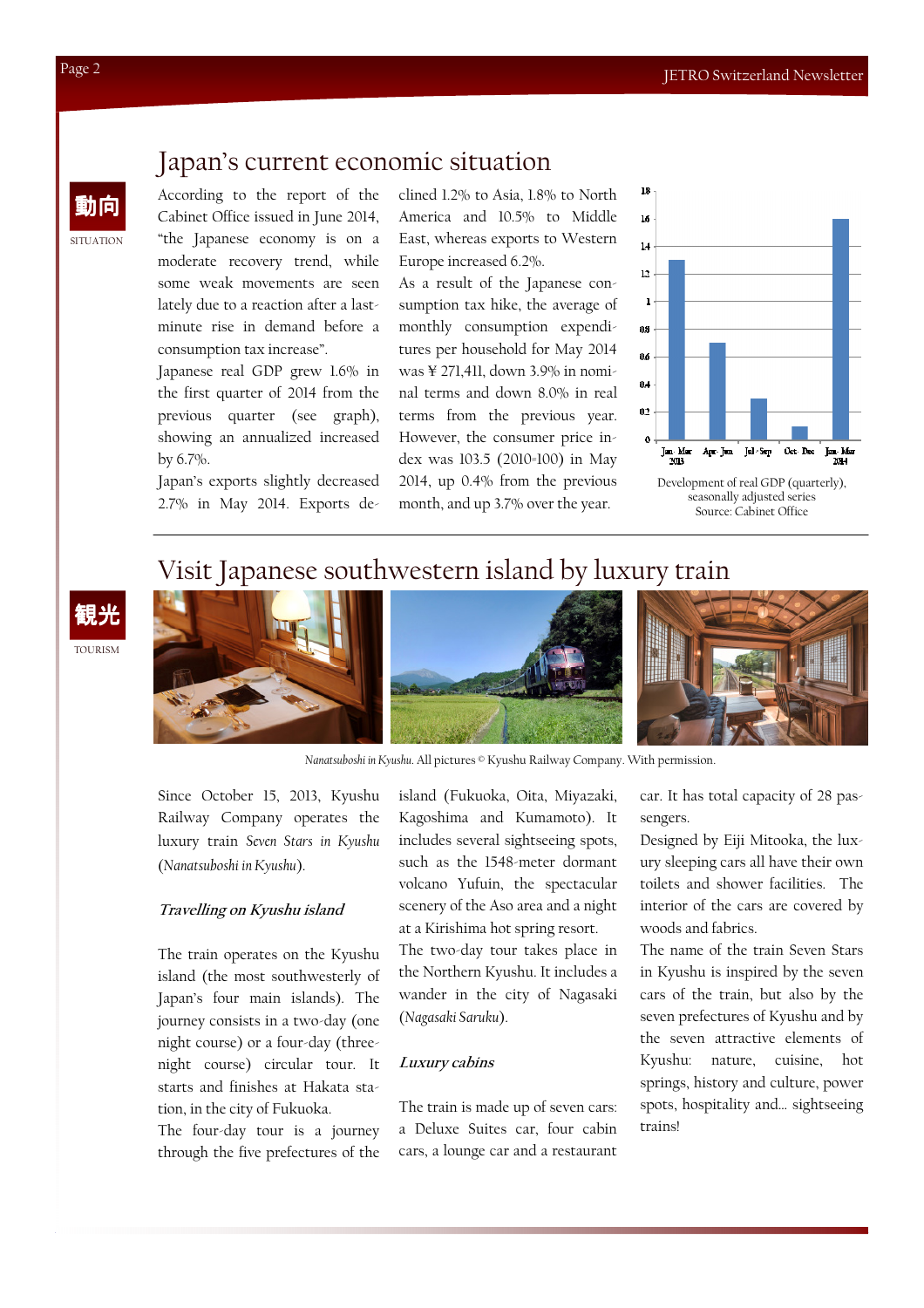## Japan's current economic situation

動向
SITUATION

According to the report of the Cabinet Office issued in June 2014, "the Japanese economy is on a moderate recovery trend, while some weak movements are seen lately due to a reaction after a last-minute rise in demand before a consumption tax increase".

Japanese real GDP grew 1.6% in the first quarter of 2014 from the previous quarter (see graph), showing an annualized increased by 6.7%.

Japan's exports slightly decreased 2.7% in May 2014. Exports declined 1.2% to Asia, 1.8% to North America and 10.5% to Middle East, whereas exports to Western Europe increased 6.2%.

As a result of the Japanese consumption tax hike, the average of monthly consumption expenditures per household for May 2014 was ¥ 271,411, down 3.9% in nominal terms and down 8.0% in real terms from the previous year. However, the consumer price index was 103.5 (2010=100) in May 2014, up 0.4% from the previous month, and up 3.7% over the year.

Development of real GDP (quarterly), seasonally adjusted series
Source: Cabinet Office

## Visit Japanese southwestern island by luxury train

観光
TOURISM

*Nanatsuboshi in Kyushu*. All pictures © Kyushu Railway Company. With permission.

Since October 15, 2013, Kyushu Railway Company operates the luxury train *Seven Stars in Kyushu* (*Nanatsuboshi in Kyushu*).

### *Travelling on Kyushu island*

The train operates on the Kyushu island (the most southwesterly of Japan's four main islands). The journey consists in a two-day (one night course) or a four-day (three-night course) circular tour. It starts and finishes at Hakata station, in the city of Fukuoka.

The four-day tour is a journey through the five prefectures of the island (Fukuoka, Oita, Miyazaki, Kagoshima and Kumamoto). It includes several sightseeing spots, such as the 1548-meter dormant volcano Yufuin, the spectacular scenery of the Aso area and a night at a Kirishima hot spring resort.

The two-day tour takes place in the Northern Kyushu. It includes a wander in the city of Nagasaki (*Nagasaki Saruku*).

### *Luxury cabins*

The train is made up of seven cars: a Deluxe Suites car, four cabin cars, a lounge car and a restaurant car. It has total capacity of 28 passengers.

Designed by Eiji Mitooka, the luxury sleeping cars all have their own toilets and shower facilities. The interior of the cars are covered by woods and fabrics.

The name of the train Seven Stars in Kyushu is inspired by the seven cars of the train, but also by the seven prefectures of Kyushu and by the seven attractive elements of Kyushu: nature, cuisine, hot springs, history and culture, power spots, hospitality and… sightseeing trains!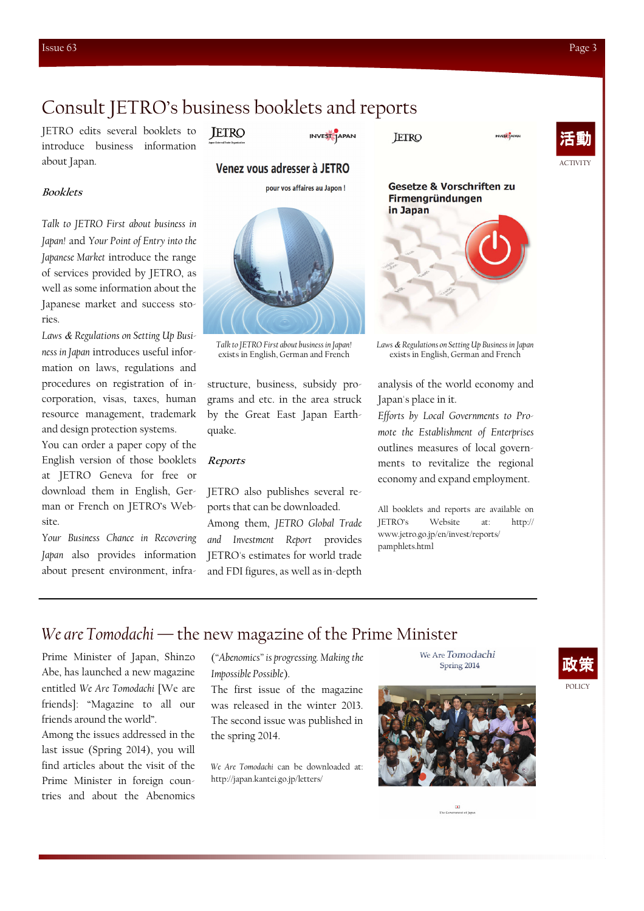# Consult JETRO's business booklets and reports

JETRO edits several booklets to introduce business information about Japan.

### *Booklets*

*Talk to JETRO First about business in Japan!* and *Your Point of Entry into the Japanese Market* introduce the range of services provided by JETRO, as well as some information about the Japanese market and success stories.

*Laws & Regulations on Setting Up Business in Japan* introduces useful information on laws, regulations and procedures on registration of incorporation, visas, taxes, human resource management, trademark and design protection systems.

You can order a paper copy of the English version of those booklets at JETRO Geneva for free or download them in English, German or French on JETRO's Website.

*Your Business Chance in Recovering Japan* also provides information about present environment, infrastructure, business, subsidy programs and etc. in the area struck by the Great East Japan Earthquake.

*Talk to JETRO First about business in Japan!* exists in English, German and French

*Laws & Regulations on Setting Up Business in Japan* exists in English, German and French

### *Reports*

JETRO also publishes several reports that can be downloaded.

Among them, *JETRO Global Trade and Investment Report* provides JETRO's estimates for world trade and FDI figures, as well as in-depth analysis of the world economy and Japan's place in it.

*Efforts by Local Governments to Promote the Establishment of Enterprises* outlines measures of local governments to revitalize the regional economy and expand employment.

All booklets and reports are available on JETRO's Website at: http://www.jetro.go.jp/en/invest/reports/pamphlets.html

# *We are Tomodachi* — the new magazine of the Prime Minister

Prime Minister of Japan, Shinzo Abe, has launched a new magazine entitled *We Are Tomodachi* [We are friends]: "Magazine to all our friends around the world".

Among the issues addressed in the last issue (Spring 2014), you will find articles about the visit of the Prime Minister in foreign countries and about the Abenomics (*"Abenomics" is progressing. Making the Impossible Possible*).

The first issue of the magazine was released in the winter 2013. The second issue was published in the spring 2014.

*We Are Tomodachi* can be downloaded at: http://japan.kantei.go.jp/letters/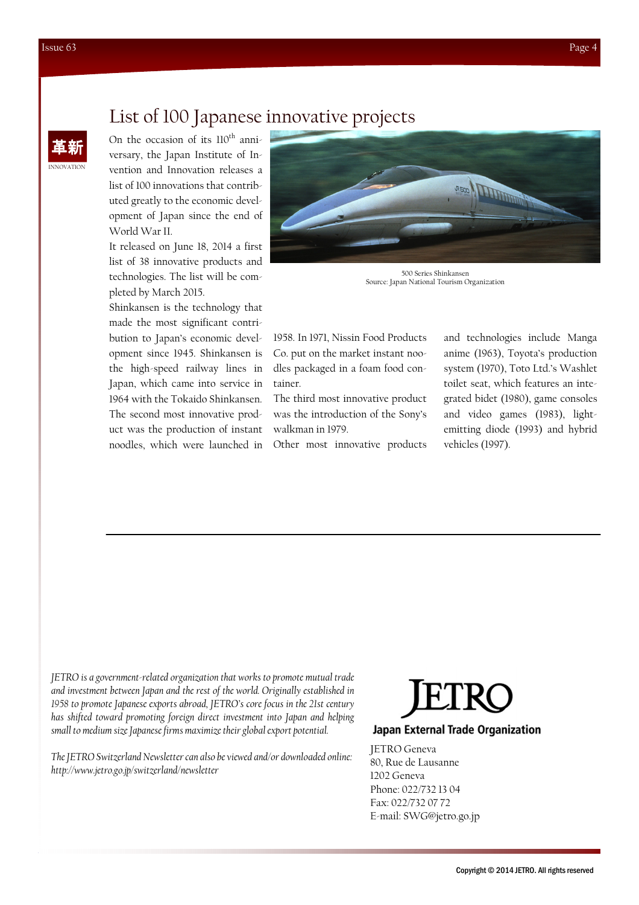# List of 100 Japanese innovative projects

革新
INNOVATION

On the occasion of its 110th anniversary, the Japan Institute of Invention and Innovation releases a list of 100 innovations that contributed greatly to the economic development of Japan since the end of World War II.

It released on June 18, 2014 a first list of 38 innovative products and technologies. The list will be completed by March 2015.

500 Series Shinkansen
Source: Japan National Tourism Organization

Shinkansen is the technology that made the most significant contribution to Japan's economic development since 1945. Shinkansen is the high-speed railway lines in Japan, which came into service in 1964 with the Tokaido Shinkansen.

The second most innovative product was the production of instant noodles, which were launched in 1958. In 1971, Nissin Food Products Co. put on the market instant noodles packaged in a foam food container.

The third most innovative product was the introduction of the Sony's walkman in 1979.

Other most innovative products and technologies include Manga anime (1963), Toyota's production system (1970), Toto Ltd.'s Washlet toilet seat, which features an integrated bidet (1980), game consoles and video games (1983), light-emitting diode (1993) and hybrid vehicles (1997).

---

*JETRO is a government-related organization that works to promote mutual trade and investment between Japan and the rest of the world. Originally established in 1958 to promote Japanese exports abroad, JETRO's core focus in the 21st century has shifted toward promoting foreign direct investment into Japan and helping small to medium size Japanese firms maximize their global export potential.*

*The JETRO Switzerland Newsletter can also be viewed and/or downloaded online: http://www.jetro.go.jp/switzerland/newsletter*

JETRO
Japan External Trade Organization

JETRO Geneva
80, Rue de Lausanne
1202 Geneva
Phone: 022/732 13 04
Fax: 022/732 07 72
E-mail: SWG@jetro.go.jp

Copyright © 2014 JETRO. All rights reserved